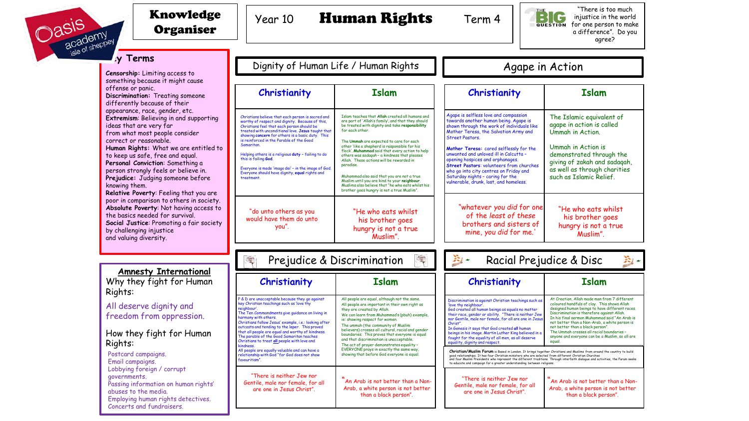# Knowledge Organiser

Year 10 **Human Rights** Term 4

**THE BIG QUESTION:** "There is too much injustice in the world for one person to make a difference". Do you agree?

## Key Terms

**Censorship:** Limiting access to something because it might cause offense or panic.
**Discrimination:** Treating someone differently because of their appearance, race, gender, etc.
**Extremism**: Believing in and supporting ideas that are very far from what most people consider correct or reasonable.
**Human Rights:** What we are entitled to to keep us safe, free and equal.
**Personal Conviction**: Something a person strongly feels or believe in.
**Prejudice:** Judging someone before knowing them.
**Relative Poverty**: Feeling that you are poor in comparison to others in society.
**Absolute Poverty**: Not having access to the basics needed for survival.
**Social Justice**: Promoting a fair society by challenging injustice and valuing diversity.

## Amnesty International

Why they fight for Human Rights:

All deserve dignity and freedom from oppression.

How they fight for Human Rights:

- Postcard campaigns.
- Email campaigns.
- Lobbying foreign / corrupt governments.
- Passing information on human rights' abuses to the media.
- Employing human rights detectives.
- Concerts and fundraisers.

## Dignity of Human Life / Human Rights

| Christianity | Islam |
|---|---|
| Christians believe that each person is sacred and worthy of respect and dignity. Because of this, Christians feel that each person should be treated with unconditional love. **Jesus** taught that showing **concern** for others is a basic duty. This is reinforced in the Parable of the Good Samaritan.<br><br>Helping others is a religious **duty** – failing to do this is failing **God**.<br><br>Everyone is made 'imago dei' – in the image of God. Everyone should have dignity, **equal** rights and treatment. | Islam teaches that **Allah** created all humans and are part of 'Allah's family', and that they should be treated with dignity and take **responsibility** for each other.<br><br>The **Ummah** are expected to care for each other 'like a shepherd is responsible for his flock'. **Muhammad** said that every action to help others was *sadaqah* – a kindness that pleases Allah. These actions will be rewarded in paradise.<br><br>Muhammad also said that you are not a true Muslim until you are kind to your **neighbour**. Muslims also believe that "he who eats whilst his brother goes hungry is not a true Muslim". |
| "do unto others as you would have them do unto you". | "He who eats whilst his brother goes hungry is not a true Muslim". |

## Agape in Action

| Christianity | Islam |
|---|---|
| Agape is selfless love and compassion towards another human being. Agape is shown through the work of individuals like Mother Teresa, the Salvation Army and Street Pastors.<br><br>**Mother Teresa**: cared selflessly for the unwanted and unloved ill in Calcutta – opening hospices and orphanages.<br>**Street Pastors**: volunteers from churches who go into city centres on Friday and Saturday nights – caring for the vulnerable, drunk, lost, and homeless. | The Islamic equivalent of agape in action is called Ummah in Action.<br><br>Ummah in Action is demonstrated through the giving of zakah and sadaqah, as well as through charities such as Islamic Relief. |
| "whatever you did for one of the least of these brothers and sisters of mine, you did for me.' | "He who eats whilst his brother goes hungry is not a true Muslim". |

## Prejudice & Discrimination

| Christianity | Islam |
|---|---|
| P & D are unacceptable because they go against key Christian teachings such as 'love thy neighbour'.<br>The Ten Commandments give guidance on living in harmony with others.<br>Christians follow Jesus' example, i.e.: looking after outcasts and tending to the leper. This proved that all people are equal and worthy of kindness.<br>The parable of the Good Samaritan teaches Christians to treat all people with love and kindness.<br>All people are equally valuable and can have a relationship with God "for God does not show favouritism". | All people are equal, although not the same.<br>All people are important in their own right as they are created by Allah.<br>We can learn from Muhammad's (pbuh) example, ie: showing respect for women.<br>The ummah (the community of Muslim believers) crosses all cultural, racial and gender boundaries. This proves that everyone is equal and that discrimination is unacceptable.<br>The act of prayer demonstrates equality – EVERYONE prays in exactly the same way, showing that before God everyone is equal. |
| "There is neither Jew nor Gentile, male nor female, for all are one in Jesus Christ". | "An Arab is not better than a Non-Arab, a white person is not better than a black person". |

## Racial Prejudice & Disc

| Christianity | Islam |
|---|---|
| Discrimination is against Christian teachings such as 'love thy neighbour'.<br>God created all human beings as equals no matter their race, gender or ability. "There is neither Jew nor Gentile, male nor female, for all are one in Jesus Christ".<br>In Genesis it says that God created **all** human beings in his image. Martin Luther King believed in a fought for the equality of all men, as all deserve equality, dignity and respect. | At Creation, Allah made man from 7 different coloured handfuls of clay. This shows Allah designed human beings to have different races. Discrimination is therefore against Allah.<br>In his final sermon Muhammad said "An Arab is not better than a Non-Arab, a white person is not better than a black person".<br>The Ummah crosses all racial boundaries – anyone and everyone can be a Muslim, so all are equal. |

**Christian/Muslim Forum** is Based in London. It brings together Christians and Muslims from around the country to build good relationships. It has four Christian ministers who are selected from different Christian Churches and four Muslim Presidents who represent the different traditions. Through interfaith dialogue and activities, the Forum seeks to educate and campaign for a greater understanding between religions.

| Christianity | Islam |
|---|---|
| "There is neither Jew nor Gentile, male nor female, for all are one in Jesus Christ". | "An Arab is not better than a Non-Arab, a white person is not better than a black person". |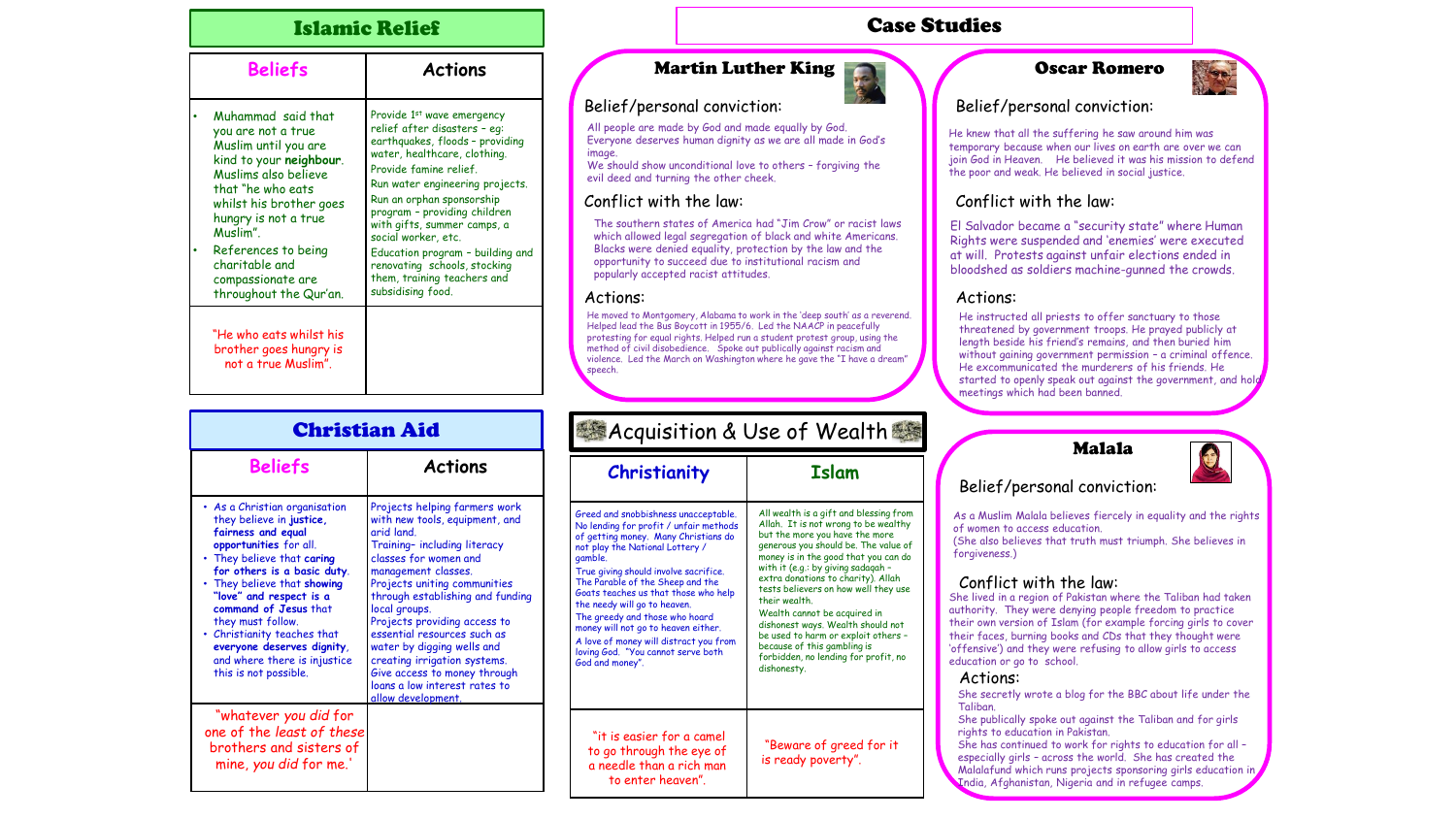## Islamic Relief

| Beliefs | Actions |
|---|---|
| • Muhammad said that you are not a true Muslim until you are kind to your **neighbour**. Muslims also believe that "he who eats whilst his brother goes hungry is not a true Muslim".<br>• References to being charitable and compassionate are throughout the Qur'an. | Provide 1st wave emergency relief after disasters – eg: earthquakes, floods – providing water, healthcare, clothing.<br>Provide famine relief.<br>Run water engineering projects.<br>Run an orphan sponsorship program – providing children with gifts, summer camps, a social worker, etc.<br>Education program – building and renovating schools, stocking them, training teachers and subsidising food. |
| "He who eats whilst his brother goes hungry is not a true Muslim". | |

## Christian Aid

| Beliefs | Actions |
|---|---|
| • As a Christian organisation they believe in **justice, fairness and equal opportunities** for all.<br>• They believe that **caring for others is a basic duty**.<br>• They believe that **showing "love" and respect is a command of Jesus** that they must follow.<br>• Christianity teaches that **everyone deserves dignity**, and where there is injustice this is not possible. | Projects helping farmers work with new tools, equipment, and arid land.<br>Training– including literacy classes for women and management classes.<br>Projects uniting communities through establishing and funding local groups.<br>Projects providing access to essential resources such as water by digging wells and creating irrigation systems.<br>Give access to money through loans a low interest rates to allow development. |
| "whatever *you did* for one of the *least of these* brothers and sisters of mine, *you did* for me.' | |

# Case Studies

## Martin Luther King

### Belief/personal conviction:

All people are made by God and made equally by God.
Everyone deserves human dignity as we are all made in God's image.
We should show unconditional love to others – forgiving the evil deed and turning the other cheek.

### Conflict with the law:

The southern states of America had "Jim Crow" or racist laws which allowed legal segregation of black and white Americans. Blacks were denied equality, protection by the law and the opportunity to succeed due to institutional racism and popularly accepted racist attitudes.

### Actions:

He moved to Montgomery, Alabama to work in the 'deep south' as a reverend. Helped lead the Bus Boycott in 1955/6. Led the NAACP in peacefully protesting for equal rights. Helped run a student protest group, using the method of civil disobedience. Spoke out publically against racism and violence. Led the March on Washington where he gave the "I have a dream" speech.

## Oscar Romero

### Belief/personal conviction:

He knew that all the suffering he saw around him was temporary because when our lives on earth are over we can join God in Heaven. He believed it was his mission to defend the poor and weak. He believed in social justice.

### Conflict with the law:

El Salvador became a "security state" where Human Rights were suspended and 'enemies' were executed at will. Protests against unfair elections ended in bloodshed as soldiers machine-gunned the crowds.

### Actions:

He instructed all priests to offer sanctuary to those threatened by government troops. He prayed publicly at length beside his friend's remains, and then buried him without gaining government permission – a criminal offence. He excommunicated the murderers of his friends. He started to openly speak out against the government, and held meetings which had been banned.

## Acquisition & Use of Wealth

| Christianity | Islam |
|---|---|
| Greed and snobbishness unacceptable.<br>No lending for profit / unfair methods of getting money. Many Christians do not play the National Lottery / gamble.<br>True giving should involve sacrifice. The Parable of the Sheep and the Goats teaches us that those who help the needy will go to heaven.<br>The greedy and those who hoard money will not go to heaven either.<br>A love of money will distract you from loving God. "You cannot serve both God and money". | All wealth is a gift and blessing from Allah. It is not wrong to be wealthy but the more you have the more generous you should be. The value of money is in the good that you can do with it (e.g.: by giving sadaqah – extra donations to charity). Allah tests believers on how well they use their wealth.<br>Wealth cannot be acquired in dishonest ways. Wealth should not be used to harm or exploit others – because of this gambling is forbidden, no lending for profit, no dishonesty. |
| "it is easier for a camel to go through the eye of a needle than a rich man to enter heaven". | "Beware of greed for it is ready poverty". |

## Malala

### Belief/personal conviction:

As a Muslim Malala believes fiercely in equality and the rights of women to access education.
(She also believes that truth must triumph. She believes in forgiveness.)

### Conflict with the law:

She lived in a region of Pakistan where the Taliban had taken authority. They were denying people freedom to practice their own version of Islam (for example forcing girls to cover their faces, burning books and CDs that they thought were 'offensive') and they were refusing to allow girls to access education or go to school.

### Actions:

She secretly wrote a blog for the BBC about life under the Taliban.
She publically spoke out against the Taliban and for girls rights to education in Pakistan.
She has continued to work for rights to education for all – especially girls – across the world. She has created the Malalafund which runs projects sponsoring girls education in India, Afghanistan, Nigeria and in refugee camps.